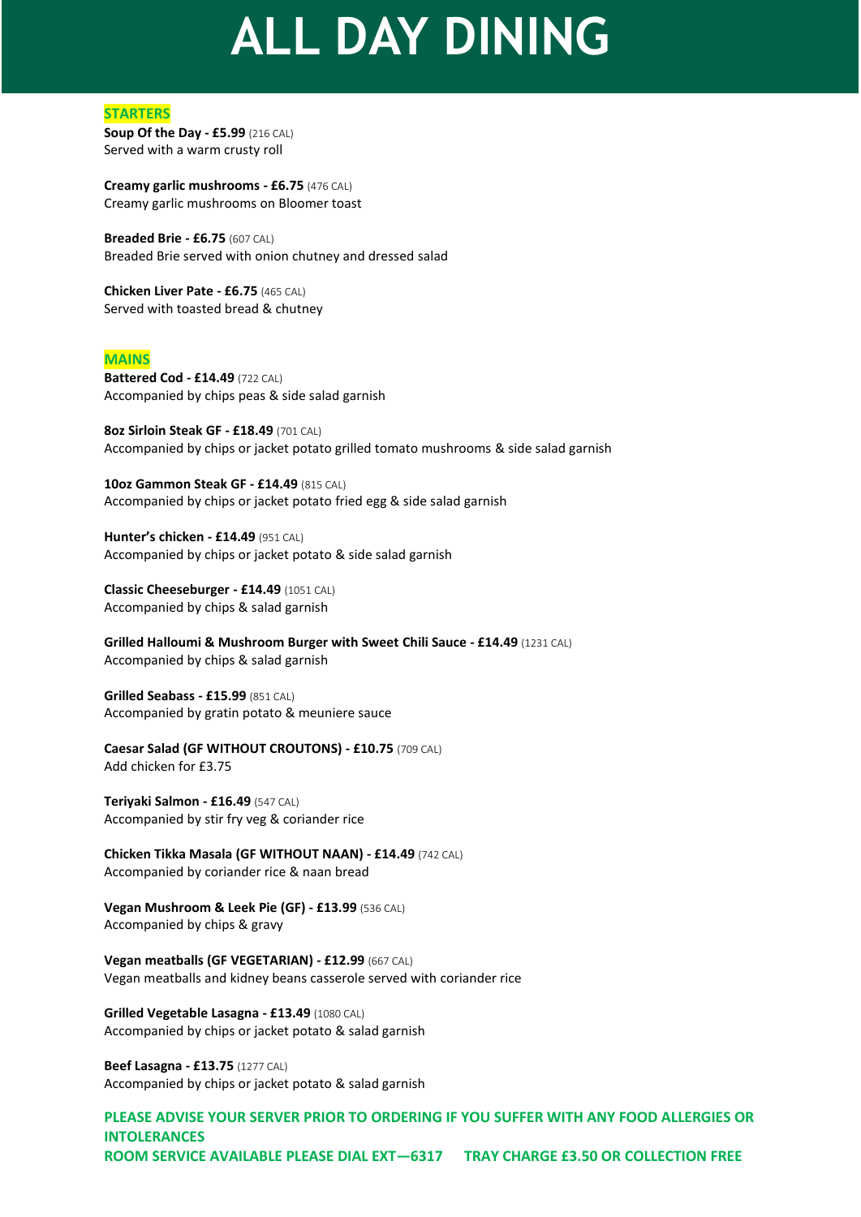# ALL DAY DINING

## STARTERS

**Soup Of the Day - £5.99** (216 CAL)
Served with a warm crusty roll

**Creamy garlic mushrooms - £6.75** (476 CAL)
Creamy garlic mushrooms on Bloomer toast

**Breaded Brie - £6.75** (607 CAL)
Breaded Brie served with onion chutney and dressed salad

**Chicken Liver Pate - £6.75** (465 CAL)
Served with toasted bread & chutney

## MAINS

**Battered Cod - £14.49** (722 CAL)
Accompanied by chips peas & side salad garnish

**8oz Sirloin Steak GF - £18.49** (701 CAL)
Accompanied by chips or jacket potato grilled tomato mushrooms & side salad garnish

**10oz Gammon Steak GF - £14.49** (815 CAL)
Accompanied by chips or jacket potato fried egg & side salad garnish

**Hunter's chicken - £14.49** (951 CAL)
Accompanied by chips or jacket potato & side salad garnish

**Classic Cheeseburger - £14.49** (1051 CAL)
Accompanied by chips & salad garnish

**Grilled Halloumi & Mushroom Burger with Sweet Chili Sauce - £14.49** (1231 CAL)
Accompanied by chips & salad garnish

**Grilled Seabass - £15.99** (851 CAL)
Accompanied by gratin potato & meuniere sauce

**Caesar Salad (GF WITHOUT CROUTONS) - £10.75** (709 CAL)
Add chicken for £3.75

**Teriyaki Salmon - £16.49** (547 CAL)
Accompanied by stir fry veg & coriander rice

**Chicken Tikka Masala (GF WITHOUT NAAN) - £14.49** (742 CAL)
Accompanied by coriander rice & naan bread

**Vegan Mushroom & Leek Pie (GF) - £13.99** (536 CAL)
Accompanied by chips & gravy

**Vegan meatballs (GF VEGETARIAN) - £12.99** (667 CAL)
Vegan meatballs and kidney beans casserole served with coriander rice

**Grilled Vegetable Lasagna - £13.49** (1080 CAL)
Accompanied by chips or jacket potato & salad garnish

**Beef Lasagna - £13.75** (1277 CAL)
Accompanied by chips or jacket potato & salad garnish

**PLEASE ADVISE YOUR SERVER PRIOR TO ORDERING IF YOU SUFFER WITH ANY FOOD ALLERGIES OR INTOLERANCES**

**ROOM SERVICE AVAILABLE PLEASE DIAL EXT—6317 TRAY CHARGE £3.50 OR COLLECTION FREE**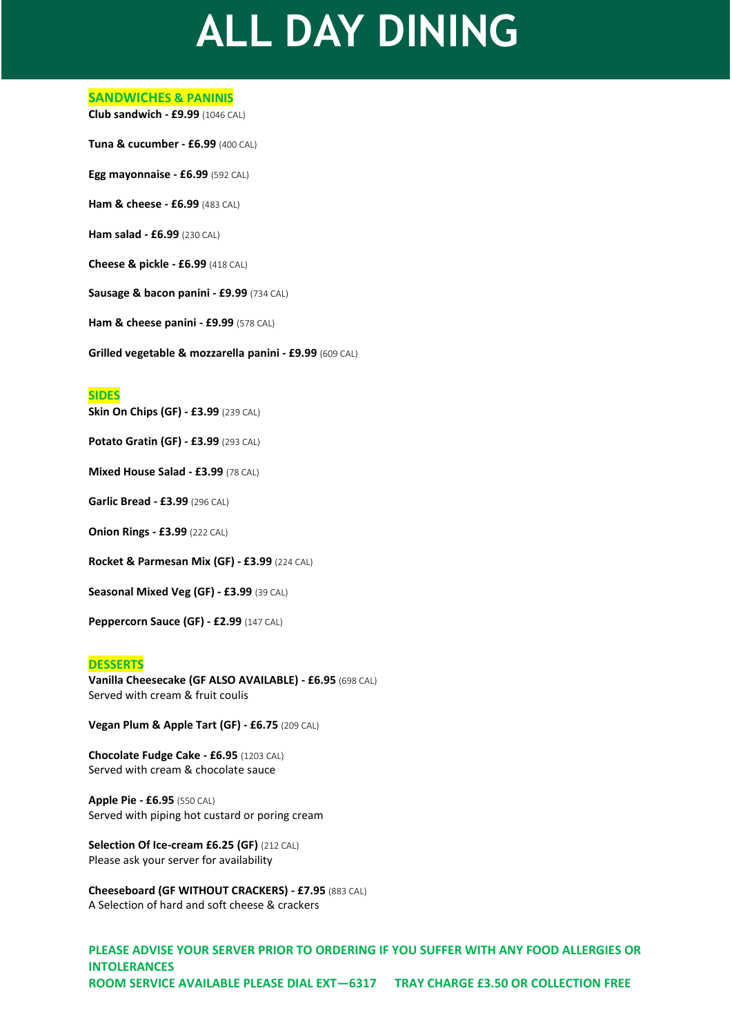# ALL DAY DINING

## SANDWICHES & PANINIS

**Club sandwich - £9.99** (1046 CAL)

**Tuna & cucumber - £6.99** (400 CAL)

**Egg mayonnaise - £6.99** (592 CAL)

**Ham & cheese - £6.99** (483 CAL)

**Ham salad - £6.99** (230 CAL)

**Cheese & pickle - £6.99** (418 CAL)

**Sausage & bacon panini - £9.99** (734 CAL)

**Ham & cheese panini - £9.99** (578 CAL)

**Grilled vegetable & mozzarella panini - £9.99** (609 CAL)

## SIDES

**Skin On Chips (GF) - £3.99** (239 CAL)

**Potato Gratin (GF) - £3.99** (293 CAL)

**Mixed House Salad - £3.99** (78 CAL)

**Garlic Bread - £3.99** (296 CAL)

**Onion Rings - £3.99** (222 CAL)

**Rocket & Parmesan Mix (GF) - £3.99** (224 CAL)

**Seasonal Mixed Veg (GF) - £3.99** (39 CAL)

**Peppercorn Sauce (GF) - £2.99** (147 CAL)

## DESSERTS

**Vanilla Cheesecake (GF ALSO AVAILABLE) - £6.95** (698 CAL)
Served with cream & fruit coulis

**Vegan Plum & Apple Tart (GF) - £6.75** (209 CAL)

**Chocolate Fudge Cake - £6.95** (1203 CAL)
Served with cream & chocolate sauce

**Apple Pie - £6.95** (550 CAL)
Served with piping hot custard or poring cream

**Selection Of Ice-cream £6.25 (GF)** (212 CAL)
Please ask your server for availability

**Cheeseboard (GF WITHOUT CRACKERS) - £7.95** (883 CAL)
A Selection of hard and soft cheese & crackers

**PLEASE ADVISE YOUR SERVER PRIOR TO ORDERING IF YOU SUFFER WITH ANY FOOD ALLERGIES OR INTOLERANCES**

**ROOM SERVICE AVAILABLE PLEASE DIAL EXT—6317 TRAY CHARGE £3.50 OR COLLECTION FREE**